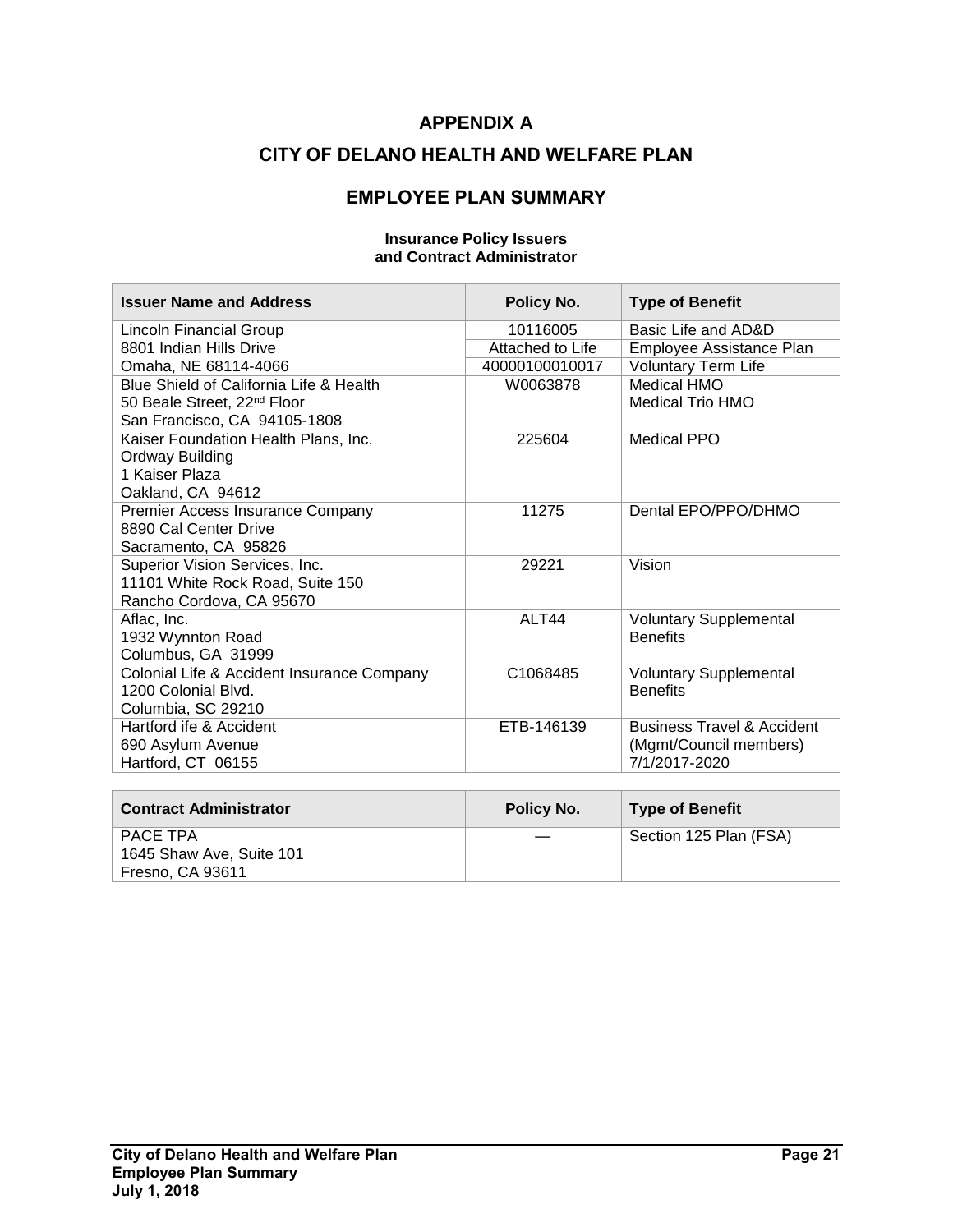# APPENDIX A

# CITY OF DELANO HEALTH AND WELFARE PLAN

## EMPLOYEE PLAN SUMMARY

**Insurance Policy Issuers and Contract Administrator**

| Issuer Name and Address | Policy No. | Type of Benefit |
|---|---|---|
| Lincoln Financial Group<br>8801 Indian Hills Drive<br>Omaha, NE 68114-4066 | 10116005<br>Attached to Life<br>40000100010017 | Basic Life and AD&D<br>Employee Assistance Plan<br>Voluntary Term Life |
| Blue Shield of California Life & Health<br>50 Beale Street, 22nd Floor<br>San Francisco, CA 94105-1808 | W0063878 | Medical HMO<br>Medical Trio HMO |
| Kaiser Foundation Health Plans, Inc.<br>Ordway Building<br>1 Kaiser Plaza<br>Oakland, CA 94612 | 225604 | Medical PPO |
| Premier Access Insurance Company<br>8890 Cal Center Drive<br>Sacramento, CA 95826 | 11275 | Dental EPO/PPO/DHMO |
| Superior Vision Services, Inc.<br>11101 White Rock Road, Suite 150<br>Rancho Cordova, CA 95670 | 29221 | Vision |
| Aflac, Inc.<br>1932 Wynnton Road<br>Columbus, GA 31999 | ALT44 | Voluntary Supplemental Benefits |
| Colonial Life & Accident Insurance Company<br>1200 Colonial Blvd.<br>Columbia, SC 29210 | C1068485 | Voluntary Supplemental Benefits |
| Hartford ife & Accident<br>690 Asylum Avenue<br>Hartford, CT 06155 | ETB-146139 | Business Travel & Accident (Mgmt/Council members) 7/1/2017-2020 |

| Contract Administrator | Policy No. | Type of Benefit |
|---|---|---|
| PACE TPA<br>1645 Shaw Ave, Suite 101<br>Fresno, CA 93611 | — | Section 125 Plan (FSA) |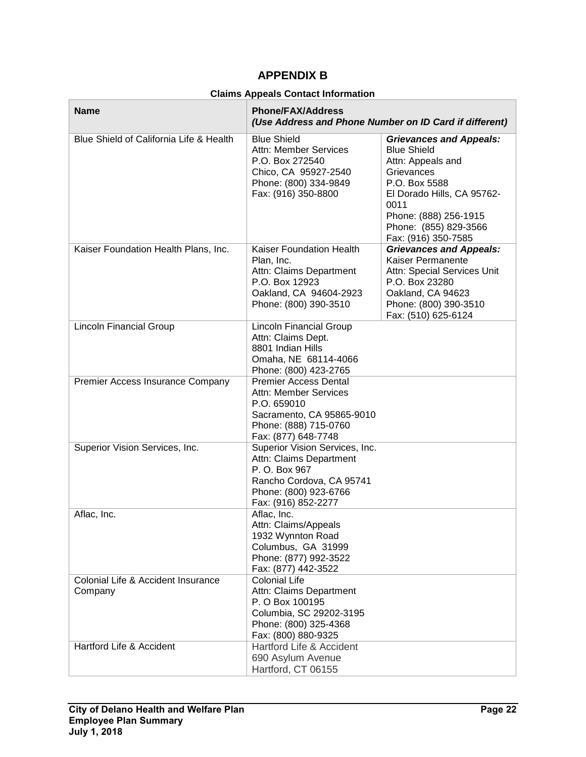# APPENDIX B

**Claims Appeals Contact Information**

| Name | Phone/FAX/Address *(Use Address and Phone Number on ID Card if different)* | |
|---|---|---|
| Blue Shield of California Life & Health | Blue Shield<br>Attn: Member Services<br>P.O. Box 272540<br>Chico, CA 95927-2540<br>Phone: (800) 334-9849<br>Fax: (916) 350-8800 | ***Grievances and Appeals:***<br>Blue Shield<br>Attn: Appeals and Grievances<br>P.O. Box 5588<br>El Dorado Hills, CA 95762-0011<br>Phone: (888) 256-1915<br>Phone: (855) 829-3566<br>Fax: (916) 350-7585 |
| Kaiser Foundation Health Plans, Inc. | Kaiser Foundation Health Plan, Inc.<br>Attn: Claims Department<br>P.O. Box 12923<br>Oakland, CA 94604-2923<br>Phone: (800) 390-3510 | ***Grievances and Appeals:***<br>Kaiser Permanente<br>Attn: Special Services Unit<br>P.O. Box 23280<br>Oakland, CA 94623<br>Phone: (800) 390-3510<br>Fax: (510) 625-6124 |
| Lincoln Financial Group | Lincoln Financial Group<br>Attn: Claims Dept.<br>8801 Indian Hills<br>Omaha, NE 68114-4066<br>Phone: (800) 423-2765 | |
| Premier Access Insurance Company | Premier Access Dental<br>Attn: Member Services<br>P.O. 659010<br>Sacramento, CA 95865-9010<br>Phone: (888) 715-0760<br>Fax: (877) 648-7748 | |
| Superior Vision Services, Inc. | Superior Vision Services, Inc.<br>Attn: Claims Department<br>P. O. Box 967<br>Rancho Cordova, CA 95741<br>Phone: (800) 923-6766<br>Fax: (916) 852-2277 | |
| Aflac, Inc. | Aflac, Inc.<br>Attn: Claims/Appeals<br>1932 Wynnton Road<br>Columbus, GA 31999<br>Phone: (877) 992-3522<br>Fax: (877) 442-3522 | |
| Colonial Life & Accident Insurance Company | Colonial Life<br>Attn: Claims Department<br>P. O Box 100195<br>Columbia, SC 29202-3195<br>Phone: (800) 325-4368<br>Fax: (800) 880-9325 | |
| Hartford Life & Accident | Hartford Life & Accident<br>690 Asylum Avenue<br>Hartford, CT 06155 | |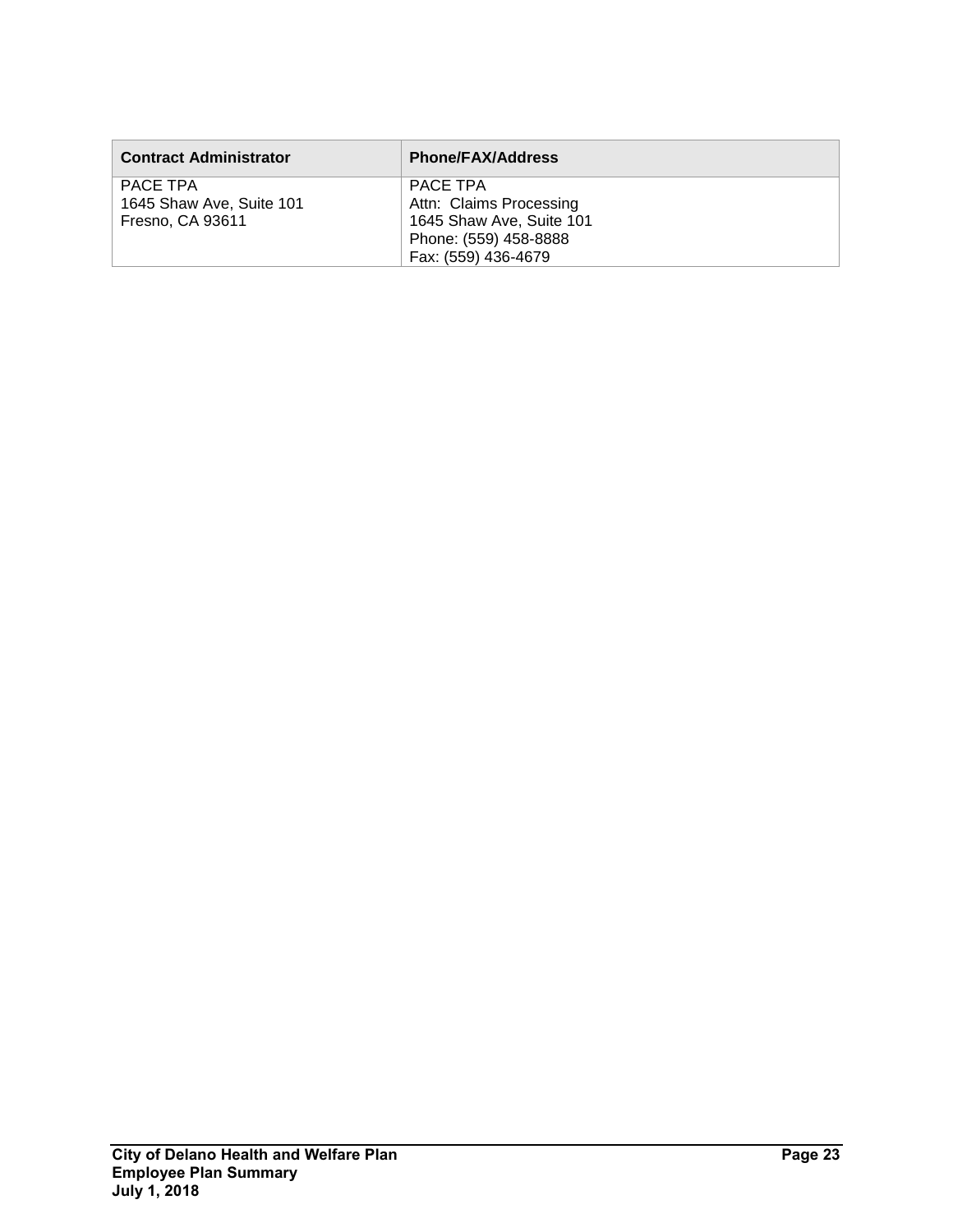| Contract Administrator | Phone/FAX/Address |
| --- | --- |
| PACE TPA<br>1645 Shaw Ave, Suite 101<br>Fresno, CA 93611 | PACE TPA<br>Attn: Claims Processing<br>1645 Shaw Ave, Suite 101<br>Phone: (559) 458-8888<br>Fax: (559) 436-4679 |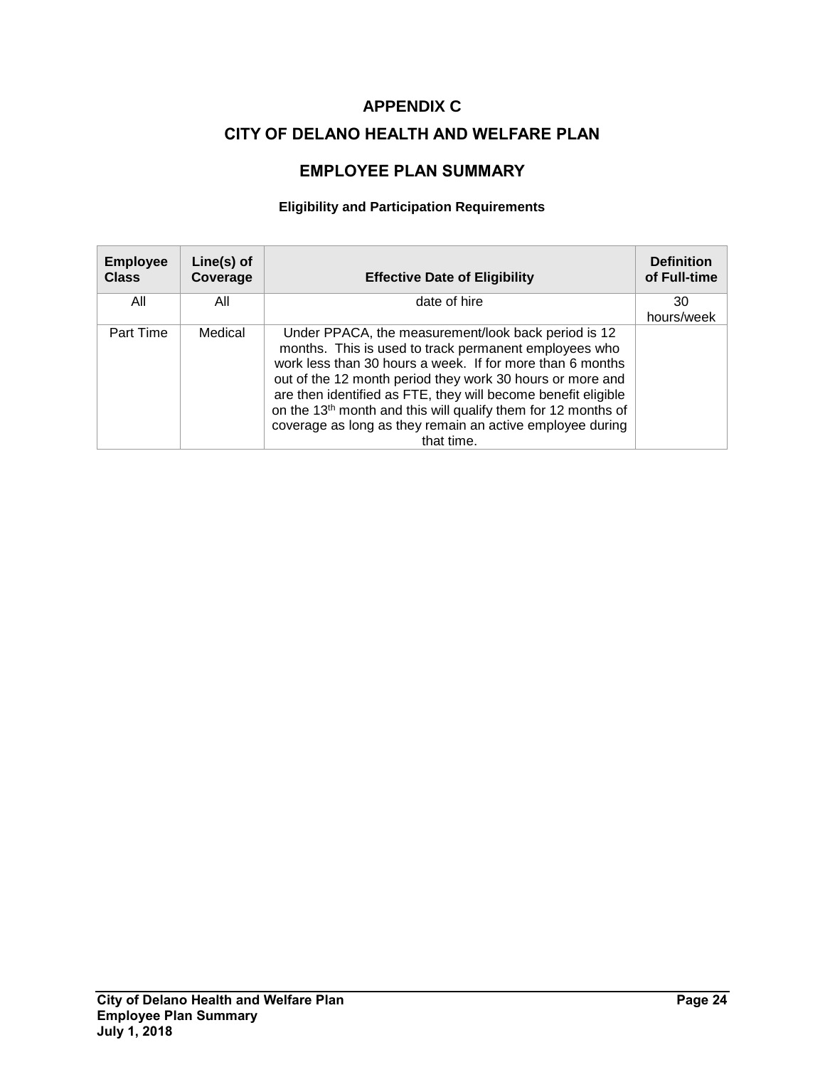# APPENDIX C

# CITY OF DELANO HEALTH AND WELFARE PLAN

## EMPLOYEE PLAN SUMMARY

### Eligibility and Participation Requirements

| Employee Class | Line(s) of Coverage | Effective Date of Eligibility | Definition of Full-time |
|---|---|---|---|
| All | All | date of hire | 30 hours/week |
| Part Time | Medical | Under PPACA, the measurement/look back period is 12 months. This is used to track permanent employees who work less than 30 hours a week. If for more than 6 months out of the 12 month period they work 30 hours or more and are then identified as FTE, they will become benefit eligible on the 13th month and this will qualify them for 12 months of coverage as long as they remain an active employee during that time. | |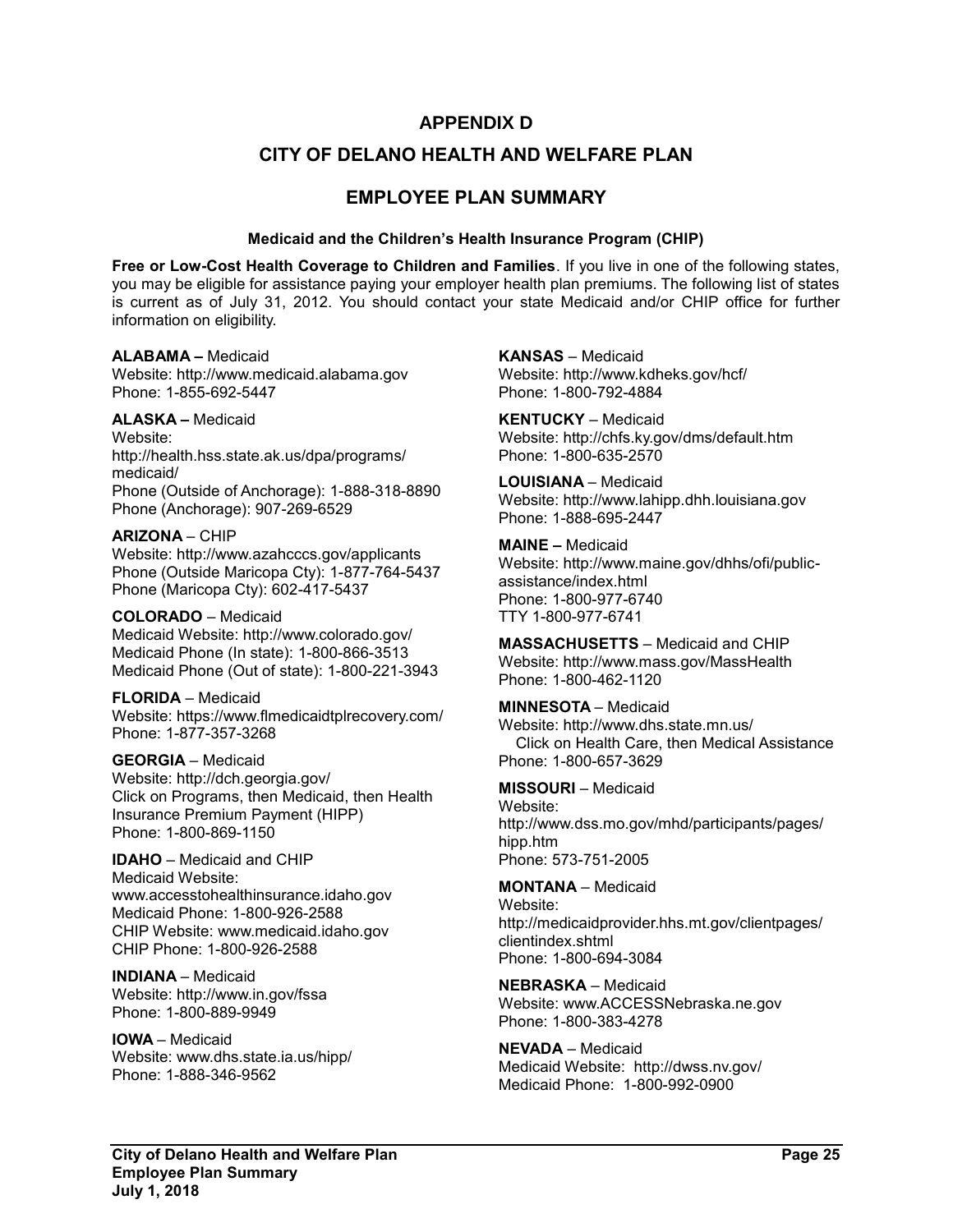# APPENDIX D

# CITY OF DELANO HEALTH AND WELFARE PLAN

## EMPLOYEE PLAN SUMMARY

#### Medicaid and the Children's Health Insurance Program (CHIP)

**Free or Low-Cost Health Coverage to Children and Families**. If you live in one of the following states, you may be eligible for assistance paying your employer health plan premiums. The following list of states is current as of July 31, 2012. You should contact your state Medicaid and/or CHIP office for further information on eligibility.

**ALABAMA –** Medicaid
Website: http://www.medicaid.alabama.gov
Phone: 1-855-692-5447

**ALASKA –** Medicaid
Website:
http://health.hss.state.ak.us/dpa/programs/medicaid/
Phone (Outside of Anchorage): 1-888-318-8890
Phone (Anchorage): 907-269-6529

**ARIZONA** – CHIP
Website: http://www.azahcccs.gov/applicants
Phone (Outside Maricopa Cty): 1-877-764-5437
Phone (Maricopa Cty): 602-417-5437

**COLORADO** – Medicaid
Medicaid Website: http://www.colorado.gov/
Medicaid Phone (In state): 1-800-866-3513
Medicaid Phone (Out of state): 1-800-221-3943

**FLORIDA** – Medicaid
Website: https://www.flmedicaidtplrecovery.com/
Phone: 1-877-357-3268

**GEORGIA** – Medicaid
Website: http://dch.georgia.gov/
Click on Programs, then Medicaid, then Health Insurance Premium Payment (HIPP)
Phone: 1-800-869-1150

**IDAHO** – Medicaid and CHIP
Medicaid Website:
www.accesstohealthinsurance.idaho.gov
Medicaid Phone: 1-800-926-2588
CHIP Website: www.medicaid.idaho.gov
CHIP Phone: 1-800-926-2588

**INDIANA** – Medicaid
Website: http://www.in.gov/fssa
Phone: 1-800-889-9949

**IOWA** – Medicaid
Website: www.dhs.state.ia.us/hipp/
Phone: 1-888-346-9562

**KANSAS** – Medicaid
Website: http://www.kdheks.gov/hcf/
Phone: 1-800-792-4884

**KENTUCKY** – Medicaid
Website: http://chfs.ky.gov/dms/default.htm
Phone: 1-800-635-2570

**LOUISIANA** – Medicaid
Website: http://www.lahipp.dhh.louisiana.gov
Phone: 1-888-695-2447

**MAINE –** Medicaid
Website: http://www.maine.gov/dhhs/ofi/public-assistance/index.html
Phone: 1-800-977-6740
TTY 1-800-977-6741

**MASSACHUSETTS** – Medicaid and CHIP
Website: http://www.mass.gov/MassHealth
Phone: 1-800-462-1120

**MINNESOTA** – Medicaid
Website: http://www.dhs.state.mn.us/
Click on Health Care, then Medical Assistance
Phone: 1-800-657-3629

**MISSOURI** – Medicaid
Website:
http://www.dss.mo.gov/mhd/participants/pages/hipp.htm
Phone: 573-751-2005

**MONTANA** – Medicaid
Website:
http://medicaidprovider.hhs.mt.gov/clientpages/clientindex.shtml
Phone: 1-800-694-3084

**NEBRASKA** – Medicaid
Website: www.ACCESSNebraska.ne.gov
Phone: 1-800-383-4278

**NEVADA** – Medicaid
Medicaid Website: http://dwss.nv.gov/
Medicaid Phone: 1-800-992-0900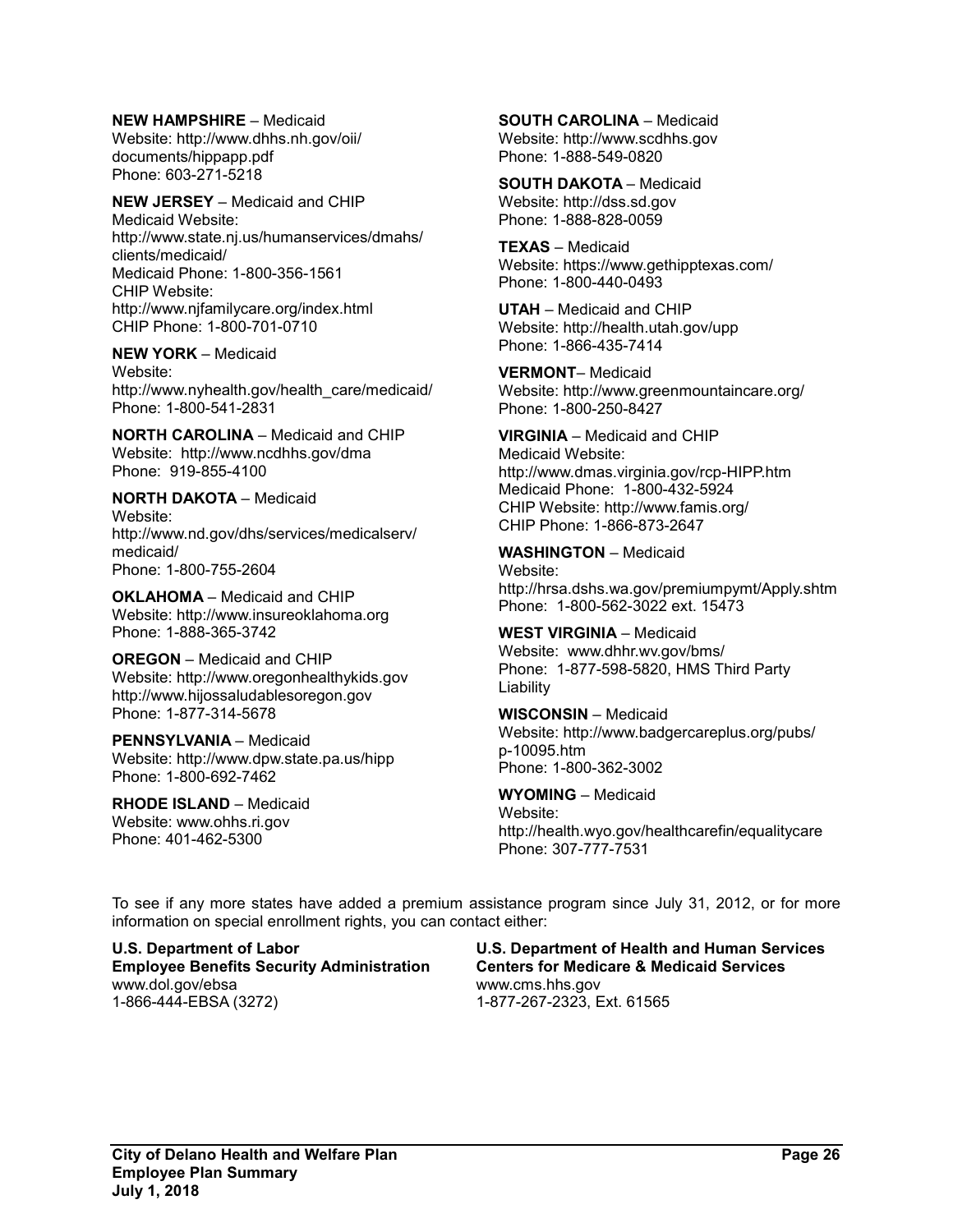**NEW HAMPSHIRE** – Medicaid
Website: http://www.dhhs.nh.gov/oii/documents/hippapp.pdf
Phone: 603-271-5218

**NEW JERSEY** – Medicaid and CHIP
Medicaid Website:
http://www.state.nj.us/humanservices/dmahs/clients/medicaid/
Medicaid Phone: 1-800-356-1561
CHIP Website:
http://www.njfamilycare.org/index.html
CHIP Phone: 1-800-701-0710

**NEW YORK** – Medicaid
Website:
http://www.nyhealth.gov/health_care/medicaid/
Phone: 1-800-541-2831

**NORTH CAROLINA** – Medicaid and CHIP
Website: http://www.ncdhhs.gov/dma
Phone: 919-855-4100

**NORTH DAKOTA** – Medicaid
Website:
http://www.nd.gov/dhs/services/medicalserv/medicaid/
Phone: 1-800-755-2604

**OKLAHOMA** – Medicaid and CHIP
Website: http://www.insureoklahoma.org
Phone: 1-888-365-3742

**OREGON** – Medicaid and CHIP
Website: http://www.oregonhealthykids.gov
http://www.hijossaludablesoregon.gov
Phone: 1-877-314-5678

**PENNSYLVANIA** – Medicaid
Website: http://www.dpw.state.pa.us/hipp
Phone: 1-800-692-7462

**RHODE ISLAND** – Medicaid
Website: www.ohhs.ri.gov
Phone: 401-462-5300

**SOUTH CAROLINA** – Medicaid
Website: http://www.scdhhs.gov
Phone: 1-888-549-0820

**SOUTH DAKOTA** – Medicaid
Website: http://dss.sd.gov
Phone: 1-888-828-0059

**TEXAS** – Medicaid
Website: https://www.gethipptexas.com/
Phone: 1-800-440-0493

**UTAH** – Medicaid and CHIP
Website: http://health.utah.gov/upp
Phone: 1-866-435-7414

**VERMONT**– Medicaid
Website: http://www.greenmountaincare.org/
Phone: 1-800-250-8427

**VIRGINIA** – Medicaid and CHIP
Medicaid Website:
http://www.dmas.virginia.gov/rcp-HIPP.htm
Medicaid Phone: 1-800-432-5924
CHIP Website: http://www.famis.org/
CHIP Phone: 1-866-873-2647

**WASHINGTON** – Medicaid
Website:
http://hrsa.dshs.wa.gov/premiumpymt/Apply.shtm
Phone: 1-800-562-3022 ext. 15473

**WEST VIRGINIA** – Medicaid
Website: www.dhhr.wv.gov/bms/
Phone: 1-877-598-5820, HMS Third Party Liability

**WISCONSIN** – Medicaid
Website: http://www.badgercareplus.org/pubs/p-10095.htm
Phone: 1-800-362-3002

**WYOMING** – Medicaid
Website:
http://health.wyo.gov/healthcarefin/equalitycare
Phone: 307-777-7531

To see if any more states have added a premium assistance program since July 31, 2012, or for more information on special enrollment rights, you can contact either:

**U.S. Department of Labor**
**Employee Benefits Security Administration**
www.dol.gov/ebsa
1-866-444-EBSA (3272)

**U.S. Department of Health and Human Services**
**Centers for Medicare & Medicaid Services**
www.cms.hhs.gov
1-877-267-2323, Ext. 61565